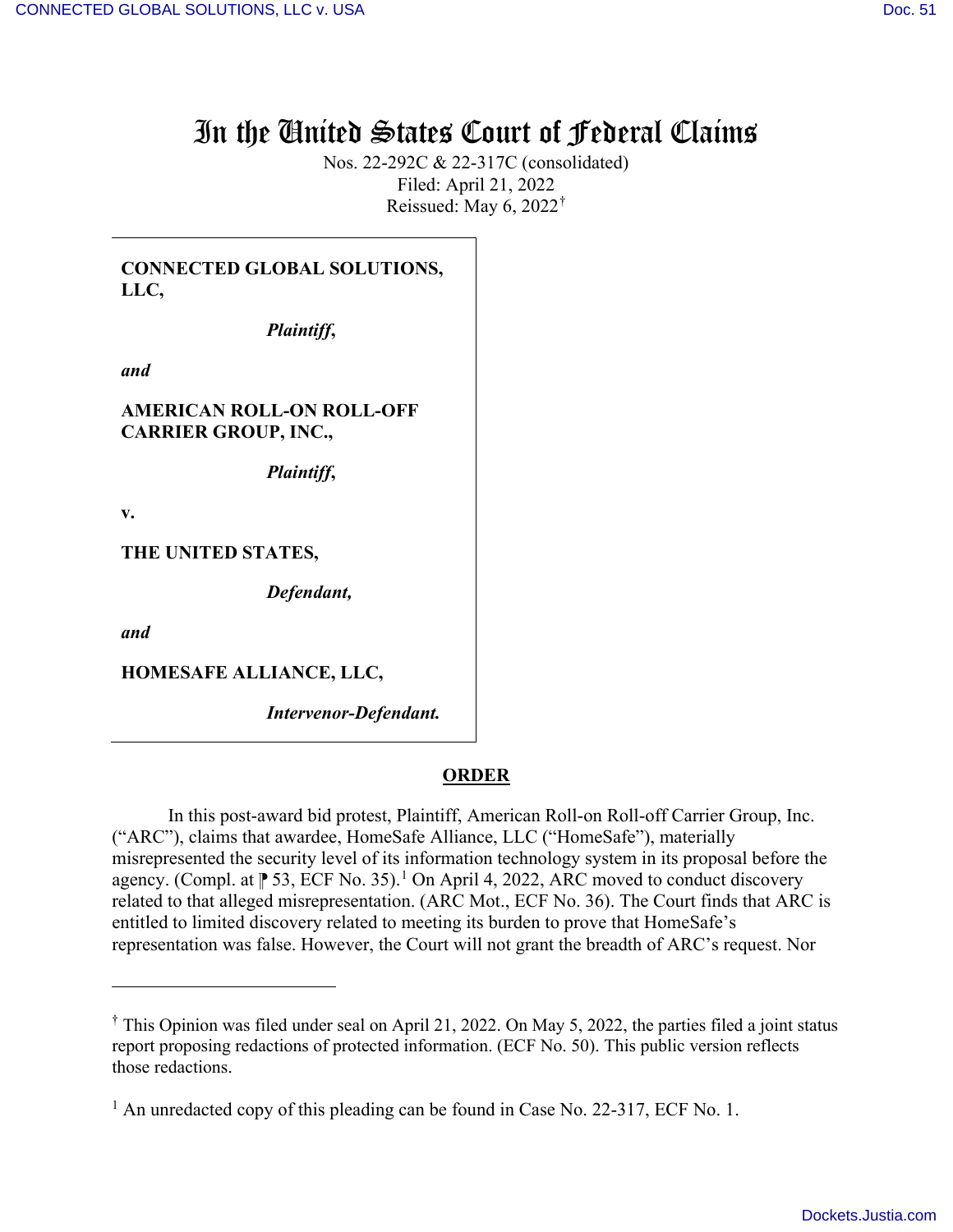# In the United States Court of Federal Claims

Nos. 22-292C & 22-317C (consolidated)
Filed: April 21, 2022
Reissued: May 6, 2022[†]

**CONNECTED GLOBAL SOLUTIONS, LLC,**

*Plaintiff,*

*and*

**AMERICAN ROLL-ON ROLL-OFF CARRIER GROUP, INC.,**

*Plaintiff,*

**v.**

**THE UNITED STATES,**

*Defendant,*

*and*

**HOMESAFE ALLIANCE, LLC,**

*Intervenor-Defendant.*

## ORDER

In this post-award bid protest, Plaintiff, American Roll-on Roll-off Carrier Group, Inc. ("ARC"), claims that awardee, HomeSafe Alliance, LLC ("HomeSafe"), materially misrepresented the security level of its information technology system in its proposal before the agency. (Compl. at ⁋ 53, ECF No. 35).[1] On April 4, 2022, ARC moved to conduct discovery related to that alleged misrepresentation. (ARC Mot., ECF No. 36). The Court finds that ARC is entitled to limited discovery related to meeting its burden to prove that HomeSafe's representation was false. However, the Court will not grant the breadth of ARC's request. Nor

---

[†] This Opinion was filed under seal on April 21, 2022. On May 5, 2022, the parties filed a joint status report proposing redactions of protected information. (ECF No. 50). This public version reflects those redactions.

[1] An unredacted copy of this pleading can be found in Case No. 22-317, ECF No. 1.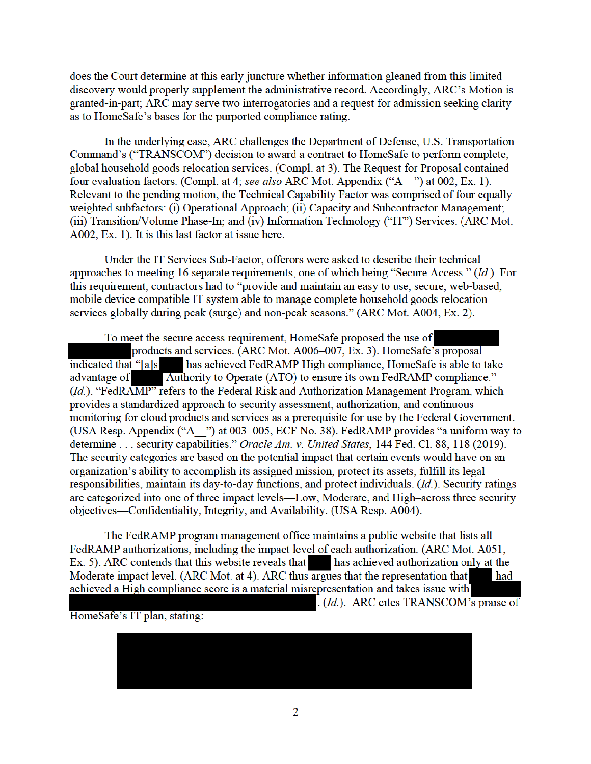does the Court determine at this early juncture whether information gleaned from this limited discovery would properly supplement the administrative record. Accordingly, ARC's Motion is granted-in-part; ARC may serve two interrogatories and a request for admission seeking clarity as to HomeSafe's bases for the purported compliance rating.

In the underlying case, ARC challenges the Department of Defense, U.S. Transportation Command's ("TRANSCOM") decision to award a contract to HomeSafe to perform complete, global household goods relocation services. (Compl. at 3). The Request for Proposal contained four evaluation factors. (Compl. at 4; *see also* ARC Mot. Appendix ("A__") at 002, Ex. 1). Relevant to the pending motion, the Technical Capability Factor was comprised of four equally weighted subfactors: (i) Operational Approach; (ii) Capacity and Subcontractor Management; (iii) Transition/Volume Phase-In; and (iv) Information Technology ("IT") Services. (ARC Mot. A002, Ex. 1). It is this last factor at issue here.

Under the IT Services Sub-Factor, offerors were asked to describe their technical approaches to meeting 16 separate requirements, one of which being "Secure Access." (*Id.*). For this requirement, contractors had to "provide and maintain an easy to use, secure, web-based, mobile device compatible IT system able to manage complete household goods relocation services globally during peak (surge) and non-peak seasons." (ARC Mot. A004, Ex. 2).

To meet the secure access requirement, HomeSafe proposed the use of [REDACTED] products and services. (ARC Mot. A006–007, Ex. 3). HomeSafe's proposal indicated that "[a]s [REDACTED] has achieved FedRAMP High compliance, HomeSafe is able to take advantage of [REDACTED] Authority to Operate (ATO) to ensure its own FedRAMP compliance." (*Id.*). "FedRAMP" refers to the Federal Risk and Authorization Management Program, which provides a standardized approach to security assessment, authorization, and continuous monitoring for cloud products and services as a prerequisite for use by the Federal Government. (USA Resp. Appendix ("A__") at 003–005, ECF No. 38). FedRAMP provides "a uniform way to determine . . . security capabilities." *Oracle Am. v. United States*, 144 Fed. Cl. 88, 118 (2019). The security categories are based on the potential impact that certain events would have on an organization's ability to accomplish its assigned mission, protect its assets, fulfill its legal responsibilities, maintain its day-to-day functions, and protect individuals. (*Id.*). Security ratings are categorized into one of three impact levels—Low, Moderate, and High–across three security objectives—Confidentiality, Integrity, and Availability. (USA Resp. A004).

The FedRAMP program management office maintains a public website that lists all FedRAMP authorizations, including the impact level of each authorization. (ARC Mot. A051, Ex. 5). ARC contends that this website reveals that [REDACTED] has achieved authorization only at the Moderate impact level. (ARC Mot. at 4). ARC thus argues that the representation that [REDACTED] had achieved a High compliance score is a material misrepresentation and takes issue with [REDACTED]. (*Id.*). ARC cites TRANSCOM's praise of HomeSafe's IT plan, stating:

> [REDACTED]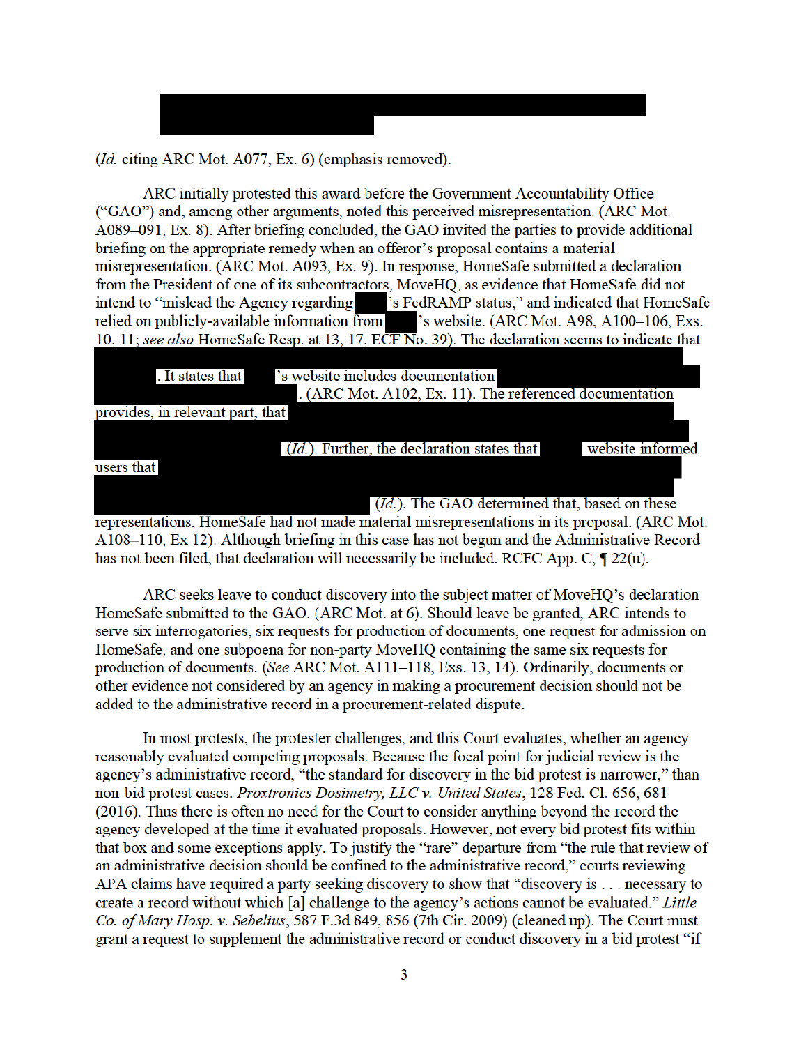(*Id.* citing ARC Mot. A077, Ex. 6) (emphasis removed).

ARC initially protested this award before the Government Accountability Office ("GAO") and, among other arguments, noted this perceived misrepresentation. (ARC Mot. A089–091, Ex. 8). After briefing concluded, the GAO invited the parties to provide additional briefing on the appropriate remedy when an offeror's proposal contains a material misrepresentation. (ARC Mot. A093, Ex. 9). In response, HomeSafe submitted a declaration from the President of one of its subcontractors, MoveHQ, as evidence that HomeSafe did not intend to "mislead the Agency regarding [REDACTED]'s FedRAMP status," and indicated that HomeSafe relied on publicly-available information from [REDACTED]'s website. (ARC Mot. A98, A100–106, Exs. 10, 11; *see also* HomeSafe Resp. at 13, 17, ECF No. 39). The declaration seems to indicate that [REDACTED]. It states that [REDACTED]'s website includes documentation [REDACTED]. (ARC Mot. A102, Ex. 11). The referenced documentation provides, in relevant part, that [REDACTED] (*Id.*). Further, the declaration states that [REDACTED] website informed users that [REDACTED] (*Id.*). The GAO determined that, based on these representations, HomeSafe had not made material misrepresentations in its proposal. (ARC Mot. A108–110, Ex 12). Although briefing in this case has not begun and the Administrative Record has not been filed, that declaration will necessarily be included. RCFC App. C, ¶ 22(u).

ARC seeks leave to conduct discovery into the subject matter of MoveHQ's declaration HomeSafe submitted to the GAO. (ARC Mot. at 6). Should leave be granted, ARC intends to serve six interrogatories, six requests for production of documents, one request for admission on HomeSafe, and one subpoena for non-party MoveHQ containing the same six requests for production of documents. (*See* ARC Mot. A111–118, Exs. 13, 14). Ordinarily, documents or other evidence not considered by an agency in making a procurement decision should not be added to the administrative record in a procurement-related dispute.

In most protests, the protester challenges, and this Court evaluates, whether an agency reasonably evaluated competing proposals. Because the focal point for judicial review is the agency's administrative record, "the standard for discovery in the bid protest is narrower," than non-bid protest cases. *Proxtronics Dosimetry, LLC v. United States*, 128 Fed. Cl. 656, 681 (2016). Thus there is often no need for the Court to consider anything beyond the record the agency developed at the time it evaluated proposals. However, not every bid protest fits within that box and some exceptions apply. To justify the "rare" departure from "the rule that review of an administrative decision should be confined to the administrative record," courts reviewing APA claims have required a party seeking discovery to show that "discovery is . . . necessary to create a record without which [a] challenge to the agency's actions cannot be evaluated." *Little Co. of Mary Hosp. v. Sebelius*, 587 F.3d 849, 856 (7th Cir. 2009) (cleaned up). The Court must grant a request to supplement the administrative record or conduct discovery in a bid protest "if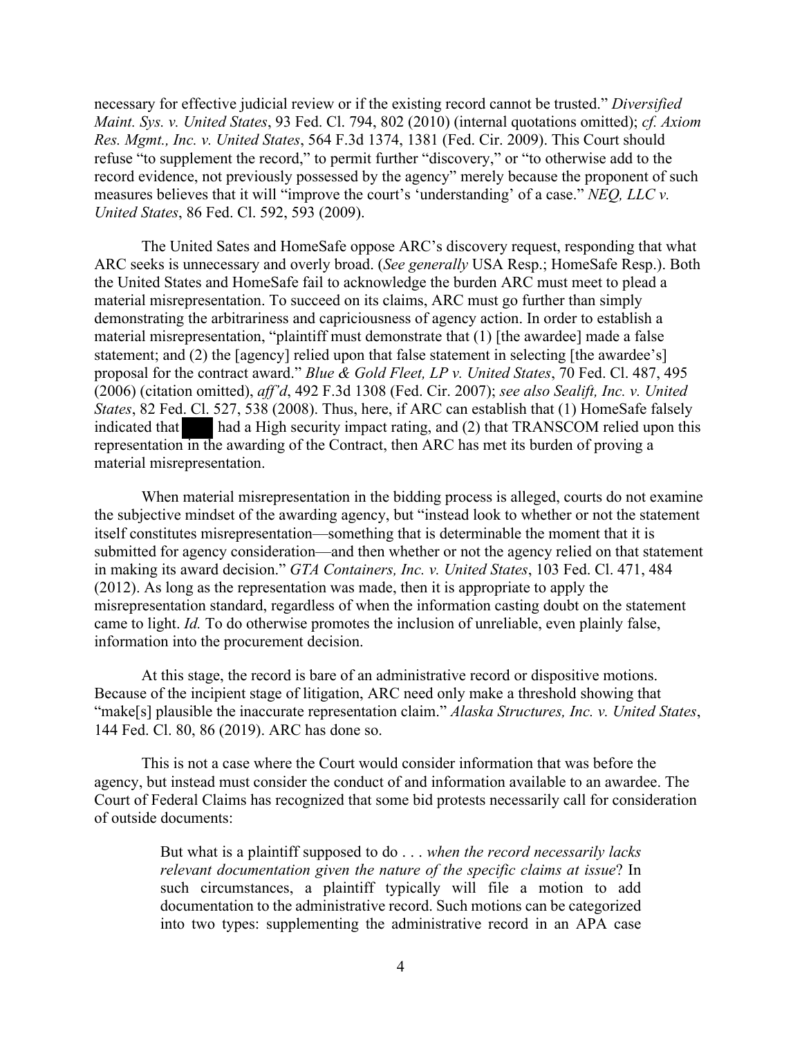necessary for effective judicial review or if the existing record cannot be trusted." *Diversified Maint. Sys. v. United States*, 93 Fed. Cl. 794, 802 (2010) (internal quotations omitted); *cf. Axiom Res. Mgmt., Inc. v. United States*, 564 F.3d 1374, 1381 (Fed. Cir. 2009). This Court should refuse "to supplement the record," to permit further "discovery," or "to otherwise add to the record evidence, not previously possessed by the agency" merely because the proponent of such measures believes that it will "improve the court's 'understanding' of a case." *NEQ, LLC v. United States*, 86 Fed. Cl. 592, 593 (2009).

The United Sates and HomeSafe oppose ARC's discovery request, responding that what ARC seeks is unnecessary and overly broad. (*See generally* USA Resp.; HomeSafe Resp.). Both the United States and HomeSafe fail to acknowledge the burden ARC must meet to plead a material misrepresentation. To succeed on its claims, ARC must go further than simply demonstrating the arbitrariness and capriciousness of agency action. In order to establish a material misrepresentation, "plaintiff must demonstrate that (1) [the awardee] made a false statement; and (2) the [agency] relied upon that false statement in selecting [the awardee's] proposal for the contract award." *Blue & Gold Fleet, LP v. United States*, 70 Fed. Cl. 487, 495 (2006) (citation omitted), *aff'd*, 492 F.3d 1308 (Fed. Cir. 2007); *see also Sealift, Inc. v. United States*, 82 Fed. Cl. 527, 538 (2008). Thus, here, if ARC can establish that (1) HomeSafe falsely indicated that ███ had a High security impact rating, and (2) that TRANSCOM relied upon this representation in the awarding of the Contract, then ARC has met its burden of proving a material misrepresentation.

When material misrepresentation in the bidding process is alleged, courts do not examine the subjective mindset of the awarding agency, but "instead look to whether or not the statement itself constitutes misrepresentation—something that is determinable the moment that it is submitted for agency consideration—and then whether or not the agency relied on that statement in making its award decision." *GTA Containers, Inc. v. United States*, 103 Fed. Cl. 471, 484 (2012). As long as the representation was made, then it is appropriate to apply the misrepresentation standard, regardless of when the information casting doubt on the statement came to light. *Id.* To do otherwise promotes the inclusion of unreliable, even plainly false, information into the procurement decision.

At this stage, the record is bare of an administrative record or dispositive motions. Because of the incipient stage of litigation, ARC need only make a threshold showing that "make[s] plausible the inaccurate representation claim." *Alaska Structures, Inc. v. United States*, 144 Fed. Cl. 80, 86 (2019). ARC has done so.

This is not a case where the Court would consider information that was before the agency, but instead must consider the conduct of and information available to an awardee. The Court of Federal Claims has recognized that some bid protests necessarily call for consideration of outside documents:

> But what is a plaintiff supposed to do . . . *when the record necessarily lacks relevant documentation given the nature of the specific claims at issue*? In such circumstances, a plaintiff typically will file a motion to add documentation to the administrative record. Such motions can be categorized into two types: supplementing the administrative record in an APA case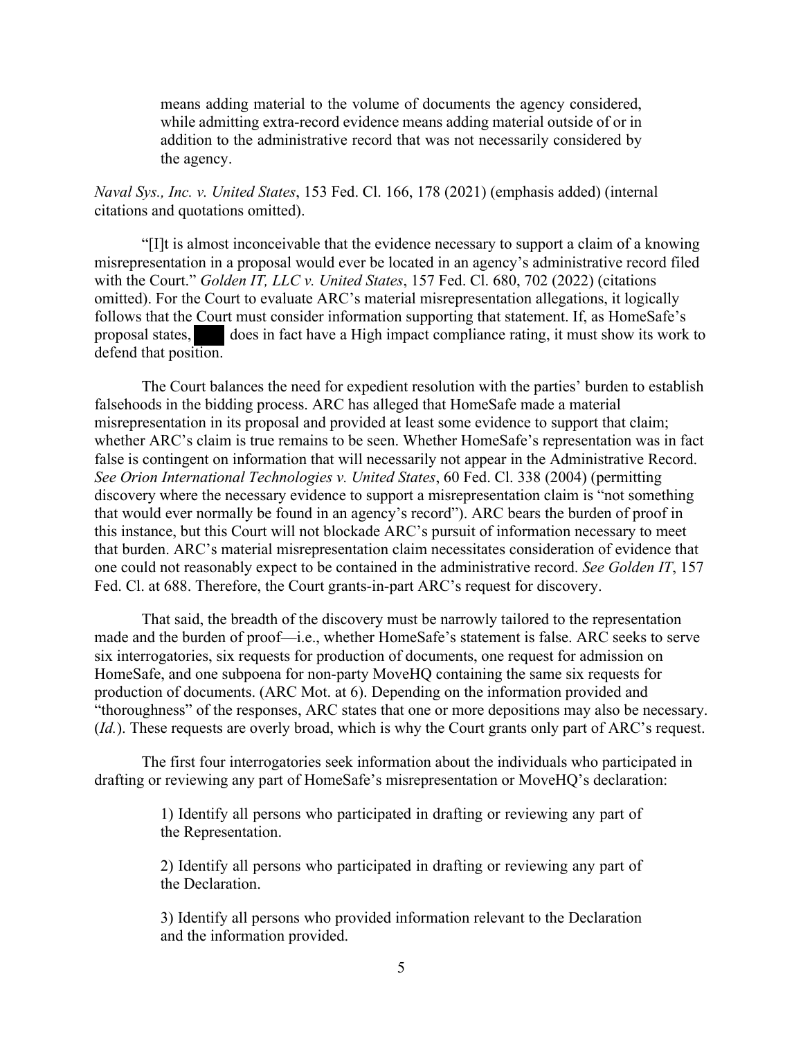> means adding material to the volume of documents the agency considered, while admitting extra-record evidence means adding material outside of or in addition to the administrative record that was not necessarily considered by the agency.

*Naval Sys., Inc. v. United States*, 153 Fed. Cl. 166, 178 (2021) (emphasis added) (internal citations and quotations omitted).

"[I]t is almost inconceivable that the evidence necessary to support a claim of a knowing misrepresentation in a proposal would ever be located in an agency's administrative record filed with the Court." *Golden IT, LLC v. United States*, 157 Fed. Cl. 680, 702 (2022) (citations omitted). For the Court to evaluate ARC's material misrepresentation allegations, it logically follows that the Court must consider information supporting that statement. If, as HomeSafe's proposal states, ███ does in fact have a High impact compliance rating, it must show its work to defend that position.

The Court balances the need for expedient resolution with the parties' burden to establish falsehoods in the bidding process. ARC has alleged that HomeSafe made a material misrepresentation in its proposal and provided at least some evidence to support that claim; whether ARC's claim is true remains to be seen. Whether HomeSafe's representation was in fact false is contingent on information that will necessarily not appear in the Administrative Record. *See Orion International Technologies v. United States*, 60 Fed. Cl. 338 (2004) (permitting discovery where the necessary evidence to support a misrepresentation claim is "not something that would ever normally be found in an agency's record"). ARC bears the burden of proof in this instance, but this Court will not blockade ARC's pursuit of information necessary to meet that burden. ARC's material misrepresentation claim necessitates consideration of evidence that one could not reasonably expect to be contained in the administrative record. *See Golden IT*, 157 Fed. Cl. at 688. Therefore, the Court grants-in-part ARC's request for discovery.

That said, the breadth of the discovery must be narrowly tailored to the representation made and the burden of proof—i.e., whether HomeSafe's statement is false. ARC seeks to serve six interrogatories, six requests for production of documents, one request for admission on HomeSafe, and one subpoena for non-party MoveHQ containing the same six requests for production of documents. (ARC Mot. at 6). Depending on the information provided and "thoroughness" of the responses, ARC states that one or more depositions may also be necessary. (*Id.*). These requests are overly broad, which is why the Court grants only part of ARC's request.

The first four interrogatories seek information about the individuals who participated in drafting or reviewing any part of HomeSafe's misrepresentation or MoveHQ's declaration:

> 1) Identify all persons who participated in drafting or reviewing any part of the Representation.
>
> 2) Identify all persons who participated in drafting or reviewing any part of the Declaration.
>
> 3) Identify all persons who provided information relevant to the Declaration and the information provided.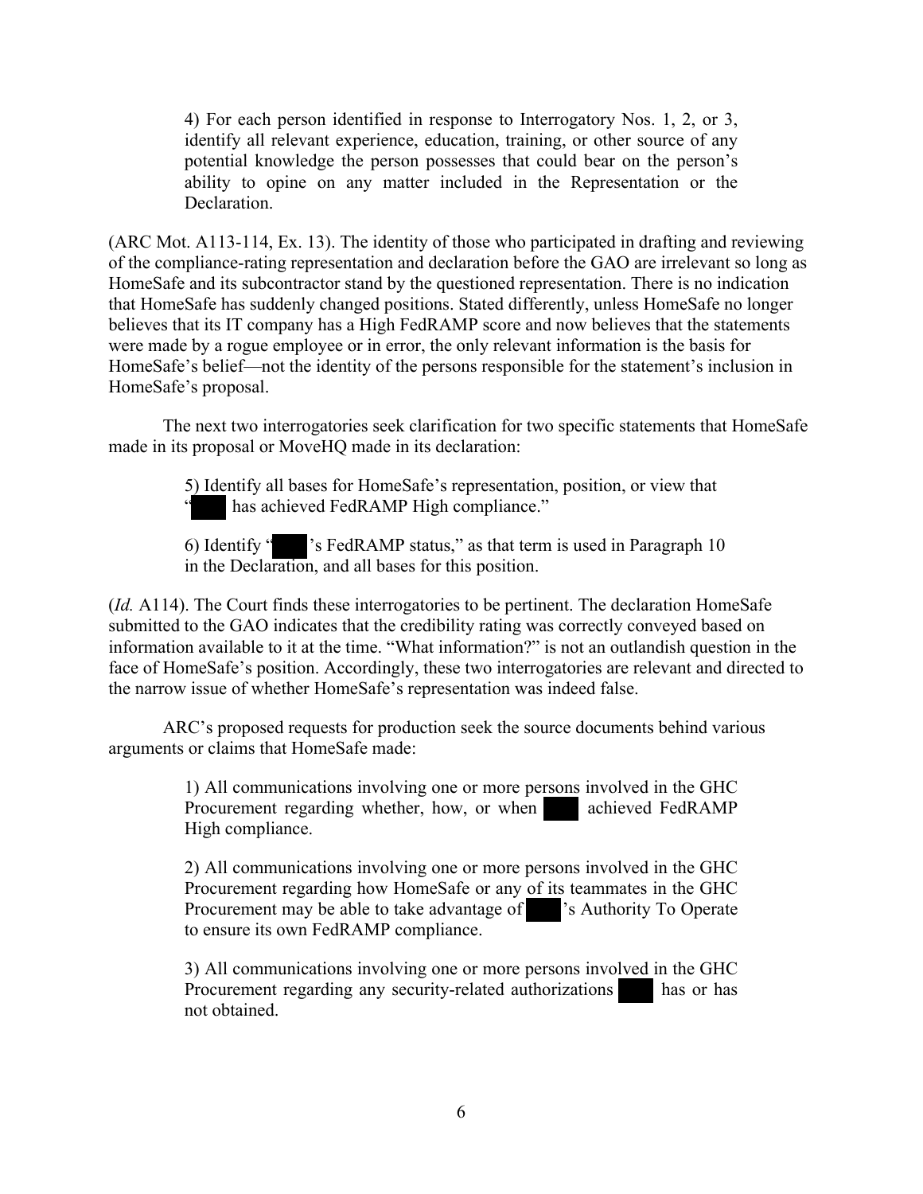> 4) For each person identified in response to Interrogatory Nos. 1, 2, or 3, identify all relevant experience, education, training, or other source of any potential knowledge the person possesses that could bear on the person's ability to opine on any matter included in the Representation or the Declaration.

(ARC Mot. A113-114, Ex. 13). The identity of those who participated in drafting and reviewing of the compliance-rating representation and declaration before the GAO are irrelevant so long as HomeSafe and its subcontractor stand by the questioned representation. There is no indication that HomeSafe has suddenly changed positions. Stated differently, unless HomeSafe no longer believes that its IT company has a High FedRAMP score and now believes that the statements were made by a rogue employee or in error, the only relevant information is the basis for HomeSafe's belief—not the identity of the persons responsible for the statement's inclusion in HomeSafe's proposal.

The next two interrogatories seek clarification for two specific statements that HomeSafe made in its proposal or MoveHQ made in its declaration:

> 5) Identify all bases for HomeSafe's representation, position, or view that "█████ has achieved FedRAMP High compliance."
>
> 6) Identify "█████'s FedRAMP status," as that term is used in Paragraph 10 in the Declaration, and all bases for this position.

(*Id.* A114). The Court finds these interrogatories to be pertinent. The declaration HomeSafe submitted to the GAO indicates that the credibility rating was correctly conveyed based on information available to it at the time. "What information?" is not an outlandish question in the face of HomeSafe's position. Accordingly, these two interrogatories are relevant and directed to the narrow issue of whether HomeSafe's representation was indeed false.

ARC's proposed requests for production seek the source documents behind various arguments or claims that HomeSafe made:

> 1) All communications involving one or more persons involved in the GHC Procurement regarding whether, how, or when █████ achieved FedRAMP High compliance.
>
> 2) All communications involving one or more persons involved in the GHC Procurement regarding how HomeSafe or any of its teammates in the GHC Procurement may be able to take advantage of █████'s Authority To Operate to ensure its own FedRAMP compliance.
>
> 3) All communications involving one or more persons involved in the GHC Procurement regarding any security-related authorizations █████ has or has not obtained.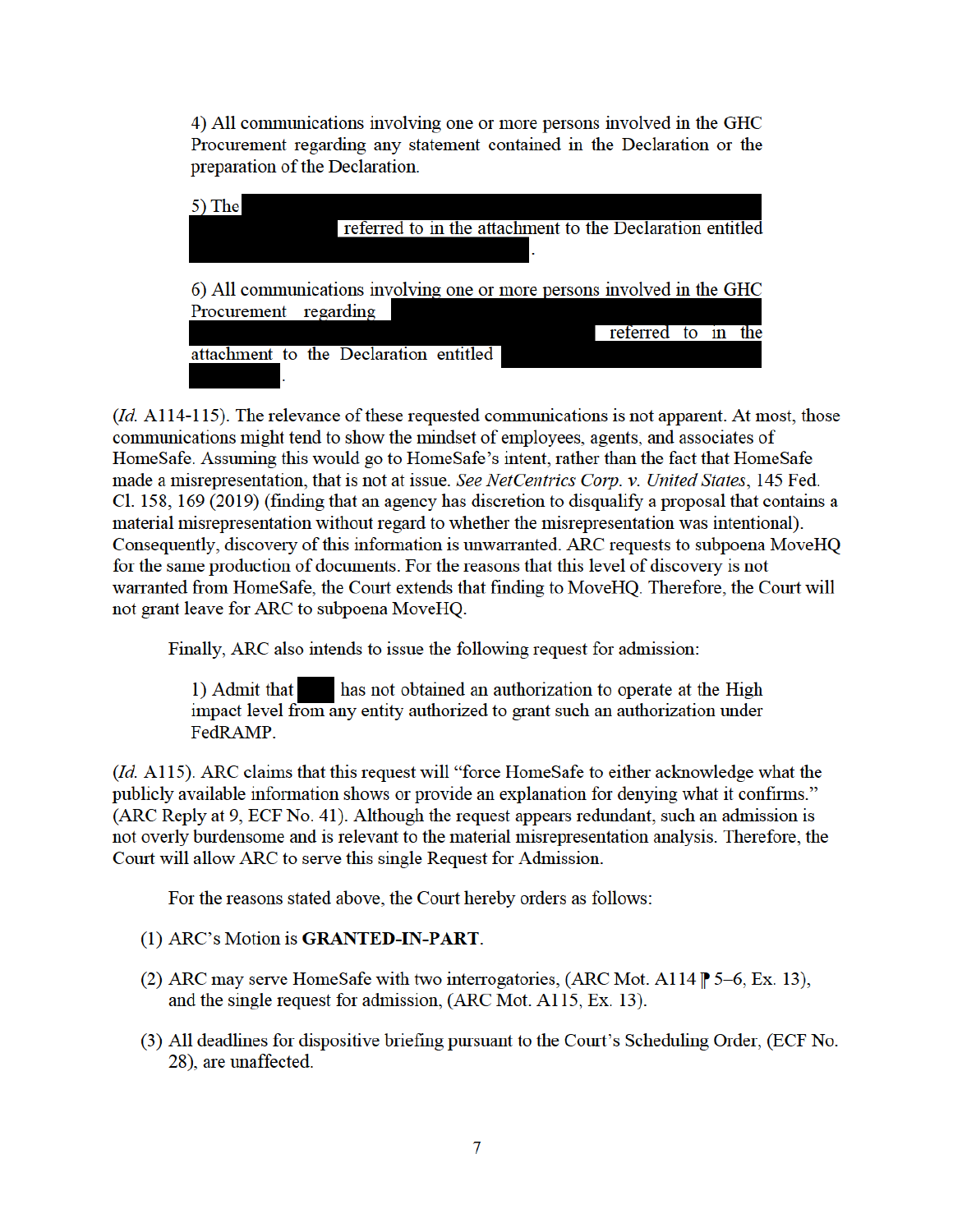> 4) All communications involving one or more persons involved in the GHC Procurement regarding any statement contained in the Declaration or the preparation of the Declaration.
>
> 5) The [REDACTED] referred to in the attachment to the Declaration entitled [REDACTED].
>
> 6) All communications involving one or more persons involved in the GHC Procurement regarding [REDACTED] referred to in the attachment to the Declaration entitled [REDACTED].

(*Id.* A114-115). The relevance of these requested communications is not apparent. At most, those communications might tend to show the mindset of employees, agents, and associates of HomeSafe. Assuming this would go to HomeSafe's intent, rather than the fact that HomeSafe made a misrepresentation, that is not at issue. *See NetCentrics Corp. v. United States*, 145 Fed. Cl. 158, 169 (2019) (finding that an agency has discretion to disqualify a proposal that contains a material misrepresentation without regard to whether the misrepresentation was intentional). Consequently, discovery of this information is unwarranted. ARC requests to subpoena MoveHQ for the same production of documents. For the reasons that this level of discovery is not warranted from HomeSafe, the Court extends that finding to MoveHQ. Therefore, the Court will not grant leave for ARC to subpoena MoveHQ.

Finally, ARC also intends to issue the following request for admission:

> 1) Admit that [REDACTED] has not obtained an authorization to operate at the High impact level from any entity authorized to grant such an authorization under FedRAMP.

(*Id.* A115). ARC claims that this request will "force HomeSafe to either acknowledge what the publicly available information shows or provide an explanation for denying what it confirms." (ARC Reply at 9, ECF No. 41). Although the request appears redundant, such an admission is not overly burdensome and is relevant to the material misrepresentation analysis. Therefore, the Court will allow ARC to serve this single Request for Admission.

For the reasons stated above, the Court hereby orders as follows:

(1) ARC's Motion is **GRANTED-IN-PART**.

(2) ARC may serve HomeSafe with two interrogatories, (ARC Mot. A114 ¶ 5–6, Ex. 13), and the single request for admission, (ARC Mot. A115, Ex. 13).

(3) All deadlines for dispositive briefing pursuant to the Court's Scheduling Order, (ECF No. 28), are unaffected.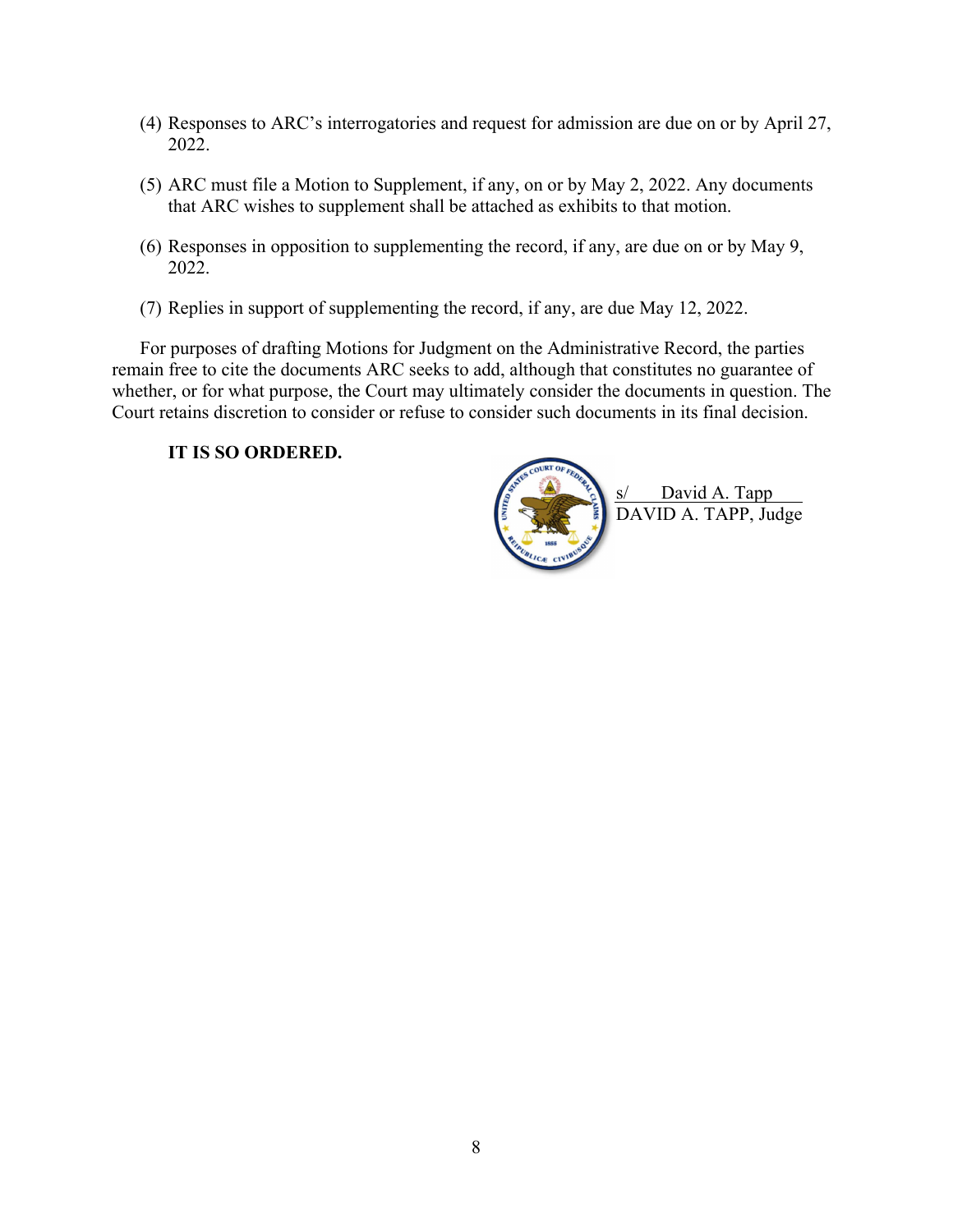(4) Responses to ARC's interrogatories and request for admission are due on or by April 27, 2022.

(5) ARC must file a Motion to Supplement, if any, on or by May 2, 2022. Any documents that ARC wishes to supplement shall be attached as exhibits to that motion.

(6) Responses in opposition to supplementing the record, if any, are due on or by May 9, 2022.

(7) Replies in support of supplementing the record, if any, are due May 12, 2022.

For purposes of drafting Motions for Judgment on the Administrative Record, the parties remain free to cite the documents ARC seeks to add, although that constitutes no guarantee of whether, or for what purpose, the Court may ultimately consider the documents in question. The Court retains discretion to consider or refuse to consider such documents in its final decision.

**IT IS SO ORDERED.**

s/ David A. Tapp
DAVID A. TAPP, Judge